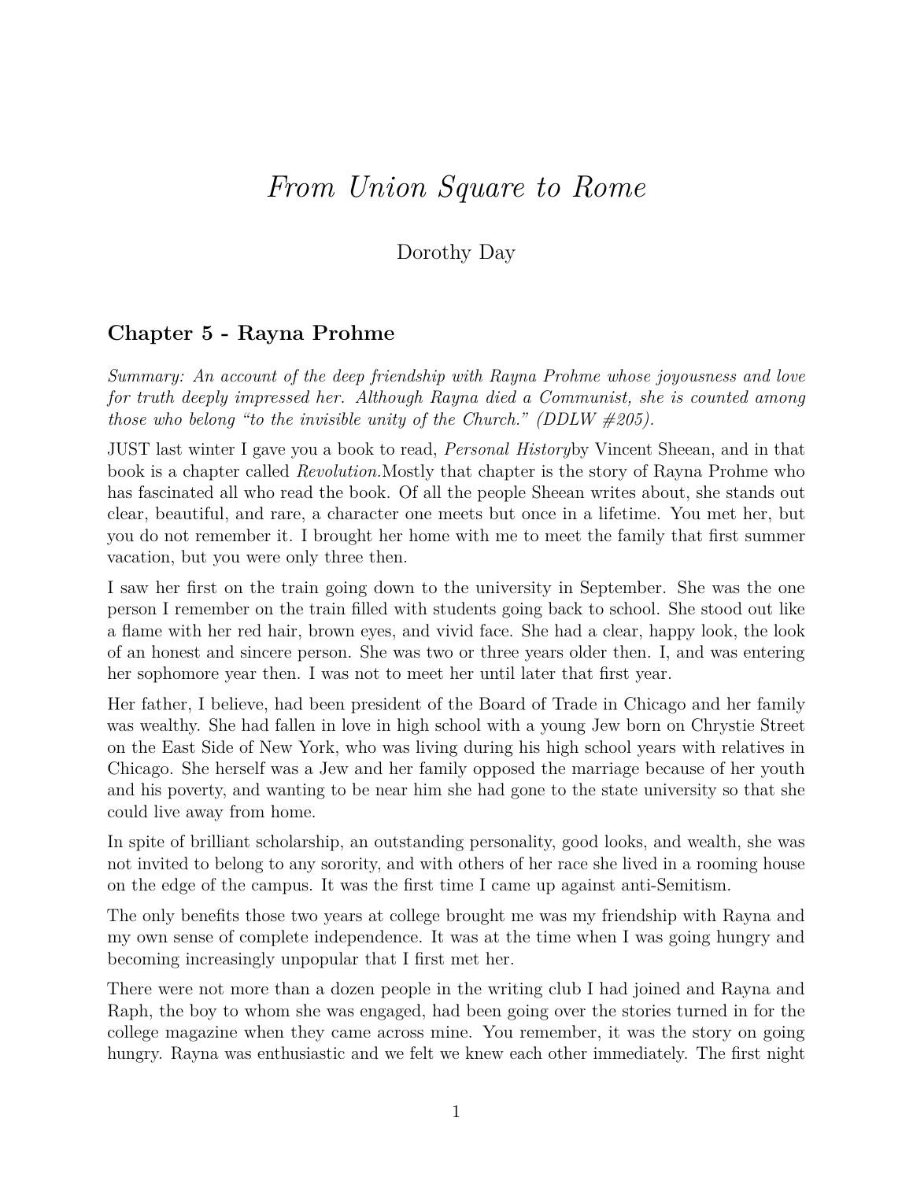# *From Union Square to Rome*

Dorothy Day

## Chapter 5 - Rayna Prohme

*Summary: An account of the deep friendship with Rayna Prohme whose joyousness and love for truth deeply impressed her. Although Rayna died a Communist, she is counted among those who belong "to the invisible unity of the Church." (DDLW #205).*

JUST last winter I gave you a book to read, *Personal History*by Vincent Sheean, and in that book is a chapter called *Revolution.*Mostly that chapter is the story of Rayna Prohme who has fascinated all who read the book. Of all the people Sheean writes about, she stands out clear, beautiful, and rare, a character one meets but once in a lifetime. You met her, but you do not remember it. I brought her home with me to meet the family that first summer vacation, but you were only three then.

I saw her first on the train going down to the university in September. She was the one person I remember on the train filled with students going back to school. She stood out like a flame with her red hair, brown eyes, and vivid face. She had a clear, happy look, the look of an honest and sincere person. She was two or three years older then. I, and was entering her sophomore year then. I was not to meet her until later that first year.

Her father, I believe, had been president of the Board of Trade in Chicago and her family was wealthy. She had fallen in love in high school with a young Jew born on Chrystie Street on the East Side of New York, who was living during his high school years with relatives in Chicago. She herself was a Jew and her family opposed the marriage because of her youth and his poverty, and wanting to be near him she had gone to the state university so that she could live away from home.

In spite of brilliant scholarship, an outstanding personality, good looks, and wealth, she was not invited to belong to any sorority, and with others of her race she lived in a rooming house on the edge of the campus. It was the first time I came up against anti-Semitism.

The only benefits those two years at college brought me was my friendship with Rayna and my own sense of complete independence. It was at the time when I was going hungry and becoming increasingly unpopular that I first met her.

There were not more than a dozen people in the writing club I had joined and Rayna and Raph, the boy to whom she was engaged, had been going over the stories turned in for the college magazine when they came across mine. You remember, it was the story on going hungry. Rayna was enthusiastic and we felt we knew each other immediately. The first night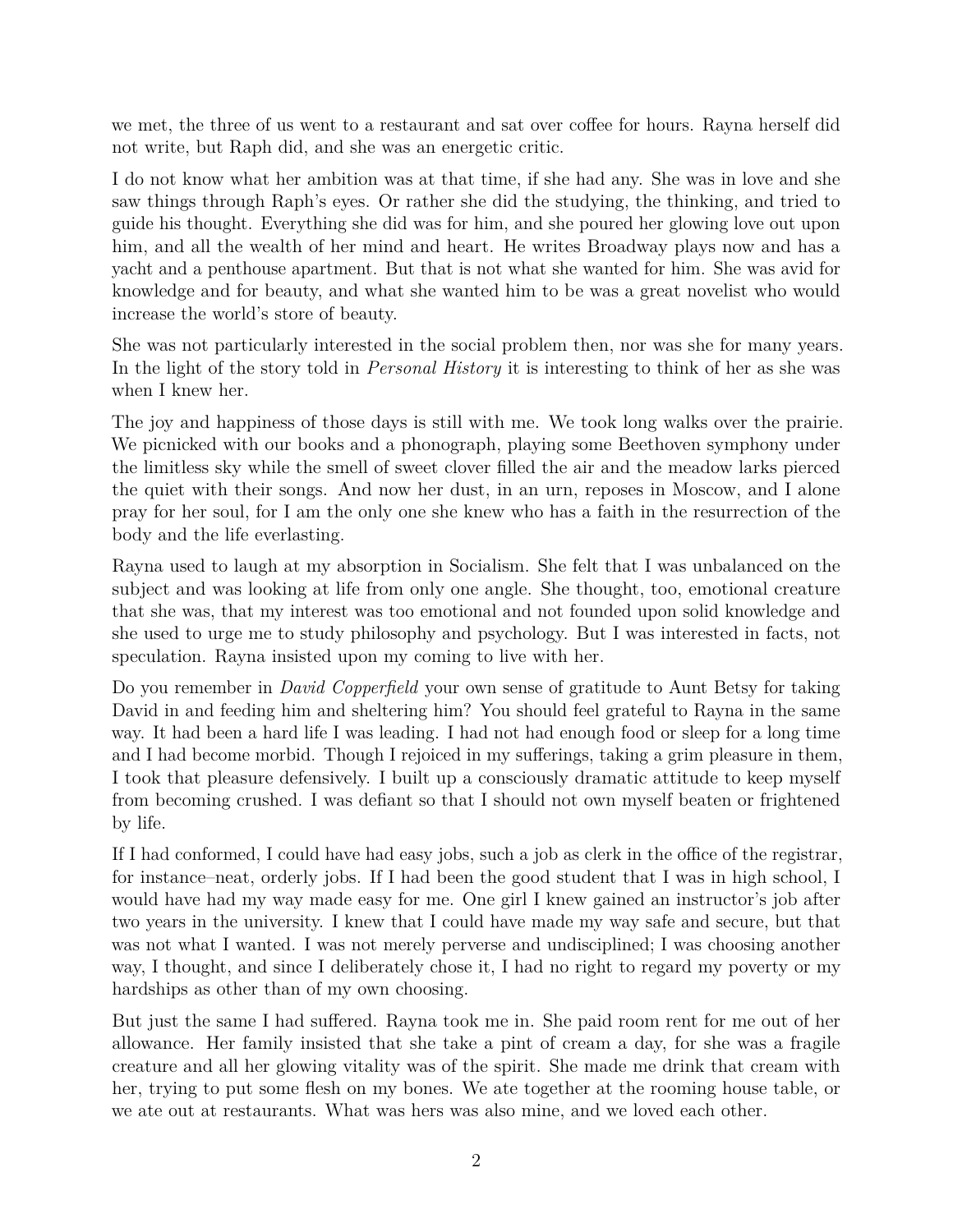we met, the three of us went to a restaurant and sat over coffee for hours. Rayna herself did not write, but Raph did, and she was an energetic critic.

I do not know what her ambition was at that time, if she had any. She was in love and she saw things through Raph's eyes. Or rather she did the studying, the thinking, and tried to guide his thought. Everything she did was for him, and she poured her glowing love out upon him, and all the wealth of her mind and heart. He writes Broadway plays now and has a yacht and a penthouse apartment. But that is not what she wanted for him. She was avid for knowledge and for beauty, and what she wanted him to be was a great novelist who would increase the world's store of beauty.

She was not particularly interested in the social problem then, nor was she for many years. In the light of the story told in *Personal History* it is interesting to think of her as she was when I knew her.

The joy and happiness of those days is still with me. We took long walks over the prairie. We picnicked with our books and a phonograph, playing some Beethoven symphony under the limitless sky while the smell of sweet clover filled the air and the meadow larks pierced the quiet with their songs. And now her dust, in an urn, reposes in Moscow, and I alone pray for her soul, for I am the only one she knew who has a faith in the resurrection of the body and the life everlasting.

Rayna used to laugh at my absorption in Socialism. She felt that I was unbalanced on the subject and was looking at life from only one angle. She thought, too, emotional creature that she was, that my interest was too emotional and not founded upon solid knowledge and she used to urge me to study philosophy and psychology. But I was interested in facts, not speculation. Rayna insisted upon my coming to live with her.

Do you remember in *David Copperfield* your own sense of gratitude to Aunt Betsy for taking David in and feeding him and sheltering him? You should feel grateful to Rayna in the same way. It had been a hard life I was leading. I had not had enough food or sleep for a long time and I had become morbid. Though I rejoiced in my sufferings, taking a grim pleasure in them, I took that pleasure defensively. I built up a consciously dramatic attitude to keep myself from becoming crushed. I was defiant so that I should not own myself beaten or frightened by life.

If I had conformed, I could have had easy jobs, such a job as clerk in the office of the registrar, for instance–neat, orderly jobs. If I had been the good student that I was in high school, I would have had my way made easy for me. One girl I knew gained an instructor's job after two years in the university. I knew that I could have made my way safe and secure, but that was not what I wanted. I was not merely perverse and undisciplined; I was choosing another way, I thought, and since I deliberately chose it, I had no right to regard my poverty or my hardships as other than of my own choosing.

But just the same I had suffered. Rayna took me in. She paid room rent for me out of her allowance. Her family insisted that she take a pint of cream a day, for she was a fragile creature and all her glowing vitality was of the spirit. She made me drink that cream with her, trying to put some flesh on my bones. We ate together at the rooming house table, or we ate out at restaurants. What was hers was also mine, and we loved each other.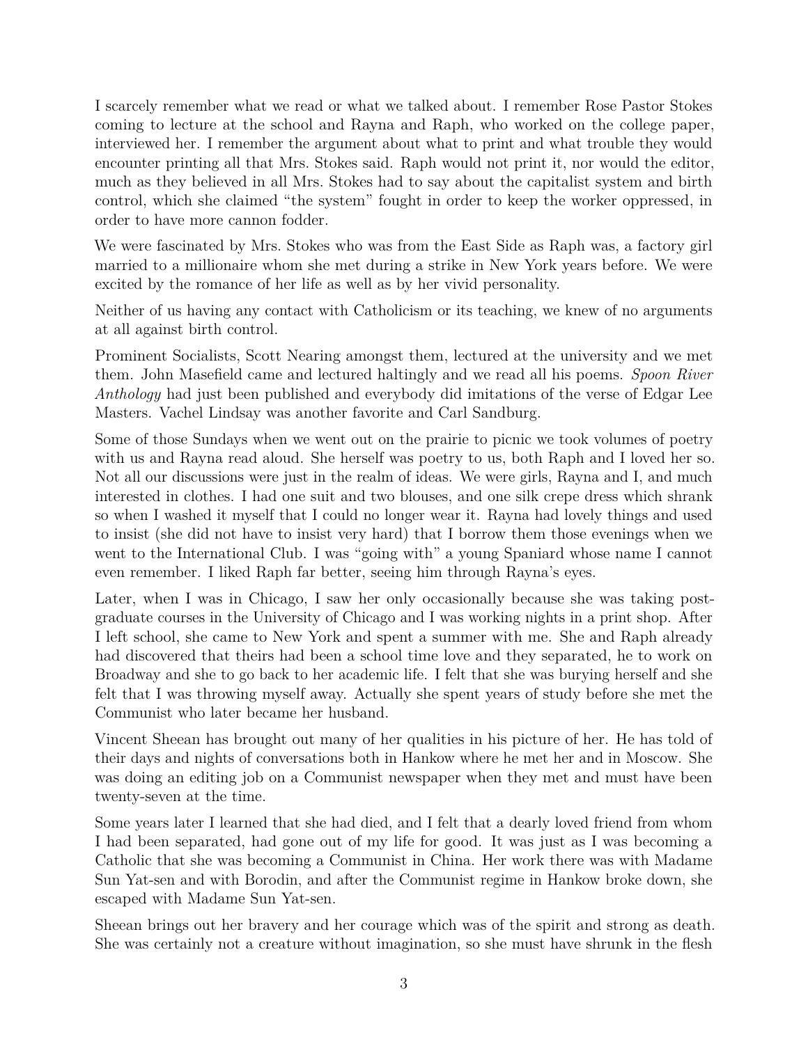I scarcely remember what we read or what we talked about. I remember Rose Pastor Stokes coming to lecture at the school and Rayna and Raph, who worked on the college paper, interviewed her. I remember the argument about what to print and what trouble they would encounter printing all that Mrs. Stokes said. Raph would not print it, nor would the editor, much as they believed in all Mrs. Stokes had to say about the capitalist system and birth control, which she claimed "the system" fought in order to keep the worker oppressed, in order to have more cannon fodder.

We were fascinated by Mrs. Stokes who was from the East Side as Raph was, a factory girl married to a millionaire whom she met during a strike in New York years before. We were excited by the romance of her life as well as by her vivid personality.

Neither of us having any contact with Catholicism or its teaching, we knew of no arguments at all against birth control.

Prominent Socialists, Scott Nearing amongst them, lectured at the university and we met them. John Masefield came and lectured haltingly and we read all his poems. *Spoon River Anthology* had just been published and everybody did imitations of the verse of Edgar Lee Masters. Vachel Lindsay was another favorite and Carl Sandburg.

Some of those Sundays when we went out on the prairie to picnic we took volumes of poetry with us and Rayna read aloud. She herself was poetry to us, both Raph and I loved her so. Not all our discussions were just in the realm of ideas. We were girls, Rayna and I, and much interested in clothes. I had one suit and two blouses, and one silk crepe dress which shrank so when I washed it myself that I could no longer wear it. Rayna had lovely things and used to insist (she did not have to insist very hard) that I borrow them those evenings when we went to the International Club. I was "going with" a young Spaniard whose name I cannot even remember. I liked Raph far better, seeing him through Rayna's eyes.

Later, when I was in Chicago, I saw her only occasionally because she was taking post-graduate courses in the University of Chicago and I was working nights in a print shop. After I left school, she came to New York and spent a summer with me. She and Raph already had discovered that theirs had been a school time love and they separated, he to work on Broadway and she to go back to her academic life. I felt that she was burying herself and she felt that I was throwing myself away. Actually she spent years of study before she met the Communist who later became her husband.

Vincent Sheean has brought out many of her qualities in his picture of her. He has told of their days and nights of conversations both in Hankow where he met her and in Moscow. She was doing an editing job on a Communist newspaper when they met and must have been twenty-seven at the time.

Some years later I learned that she had died, and I felt that a dearly loved friend from whom I had been separated, had gone out of my life for good. It was just as I was becoming a Catholic that she was becoming a Communist in China. Her work there was with Madame Sun Yat-sen and with Borodin, and after the Communist regime in Hankow broke down, she escaped with Madame Sun Yat-sen.

Sheean brings out her bravery and her courage which was of the spirit and strong as death. She was certainly not a creature without imagination, so she must have shrunk in the flesh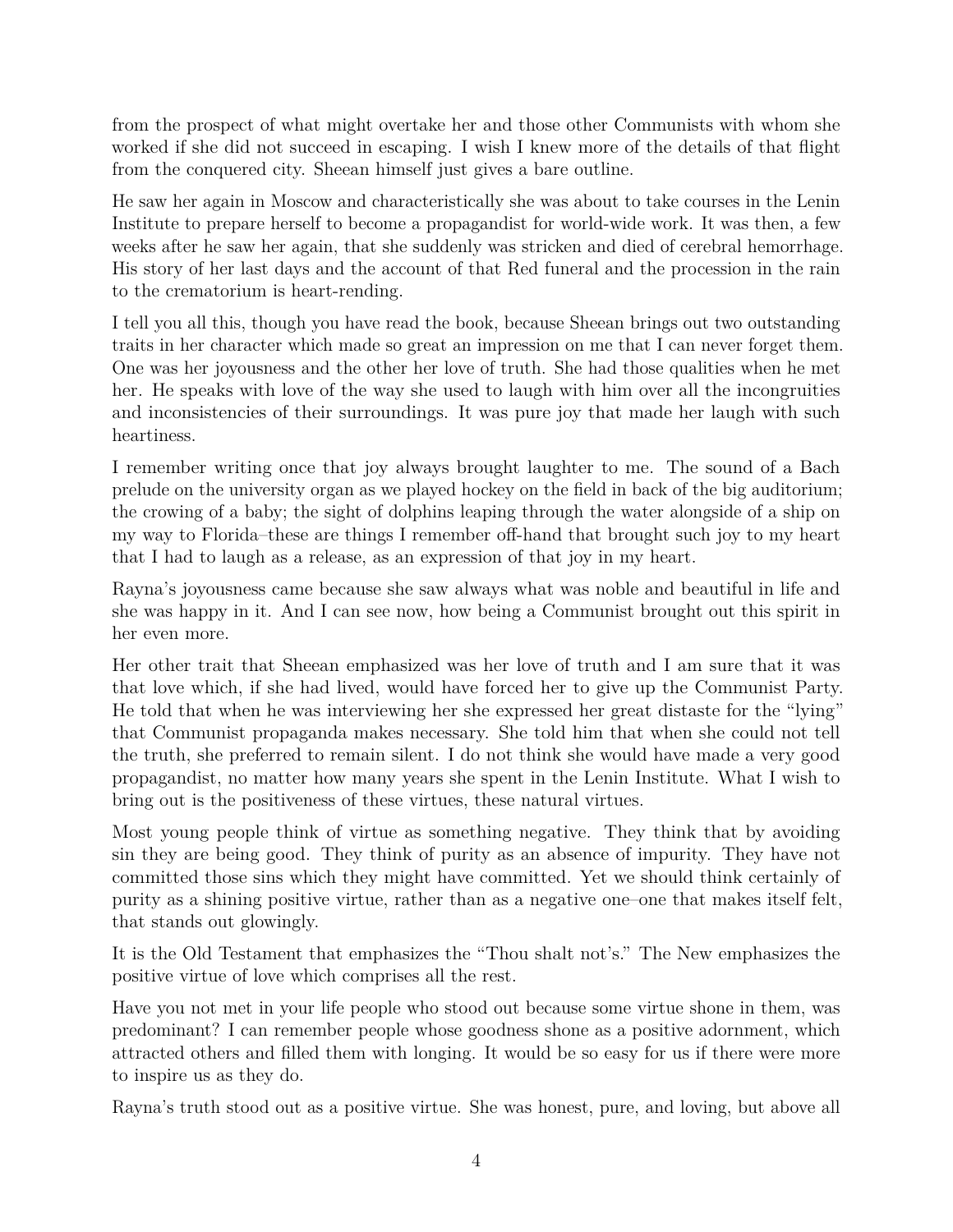from the prospect of what might overtake her and those other Communists with whom she worked if she did not succeed in escaping. I wish I knew more of the details of that flight from the conquered city. Sheean himself just gives a bare outline.

He saw her again in Moscow and characteristically she was about to take courses in the Lenin Institute to prepare herself to become a propagandist for world-wide work. It was then, a few weeks after he saw her again, that she suddenly was stricken and died of cerebral hemorrhage. His story of her last days and the account of that Red funeral and the procession in the rain to the crematorium is heart-rending.

I tell you all this, though you have read the book, because Sheean brings out two outstanding traits in her character which made so great an impression on me that I can never forget them. One was her joyousness and the other her love of truth. She had those qualities when he met her. He speaks with love of the way she used to laugh with him over all the incongruities and inconsistencies of their surroundings. It was pure joy that made her laugh with such heartiness.

I remember writing once that joy always brought laughter to me. The sound of a Bach prelude on the university organ as we played hockey on the field in back of the big auditorium; the crowing of a baby; the sight of dolphins leaping through the water alongside of a ship on my way to Florida–these are things I remember off-hand that brought such joy to my heart that I had to laugh as a release, as an expression of that joy in my heart.

Rayna's joyousness came because she saw always what was noble and beautiful in life and she was happy in it. And I can see now, how being a Communist brought out this spirit in her even more.

Her other trait that Sheean emphasized was her love of truth and I am sure that it was that love which, if she had lived, would have forced her to give up the Communist Party. He told that when he was interviewing her she expressed her great distaste for the "lying" that Communist propaganda makes necessary. She told him that when she could not tell the truth, she preferred to remain silent. I do not think she would have made a very good propagandist, no matter how many years she spent in the Lenin Institute. What I wish to bring out is the positiveness of these virtues, these natural virtues.

Most young people think of virtue as something negative. They think that by avoiding sin they are being good. They think of purity as an absence of impurity. They have not committed those sins which they might have committed. Yet we should think certainly of purity as a shining positive virtue, rather than as a negative one–one that makes itself felt, that stands out glowingly.

It is the Old Testament that emphasizes the "Thou shalt not's." The New emphasizes the positive virtue of love which comprises all the rest.

Have you not met in your life people who stood out because some virtue shone in them, was predominant? I can remember people whose goodness shone as a positive adornment, which attracted others and filled them with longing. It would be so easy for us if there were more to inspire us as they do.

Rayna's truth stood out as a positive virtue. She was honest, pure, and loving, but above all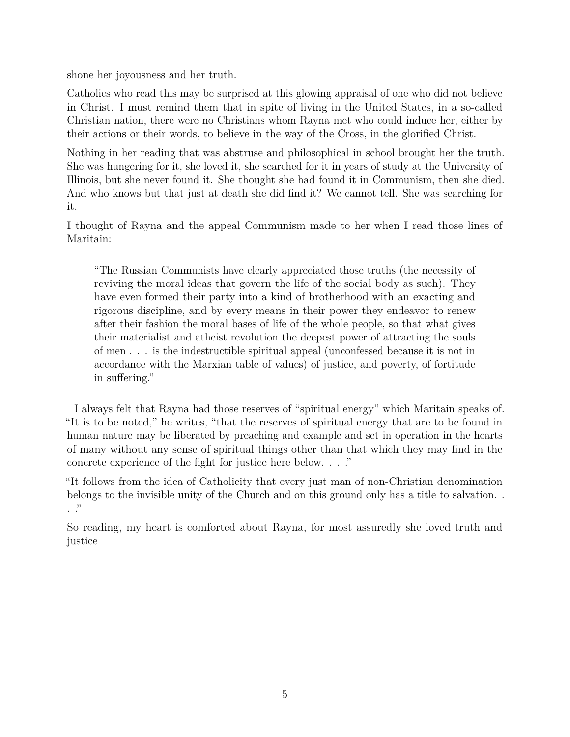shone her joyousness and her truth.

Catholics who read this may be surprised at this glowing appraisal of one who did not believe in Christ. I must remind them that in spite of living in the United States, in a so-called Christian nation, there were no Christians whom Rayna met who could induce her, either by their actions or their words, to believe in the way of the Cross, in the glorified Christ.

Nothing in her reading that was abstruse and philosophical in school brought her the truth. She was hungering for it, she loved it, she searched for it in years of study at the University of Illinois, but she never found it. She thought she had found it in Communism, then she died. And who knows but that just at death she did find it? We cannot tell. She was searching for it.

I thought of Rayna and the appeal Communism made to her when I read those lines of Maritain:

> "The Russian Communists have clearly appreciated those truths (the necessity of reviving the moral ideas that govern the life of the social body as such). They have even formed their party into a kind of brotherhood with an exacting and rigorous discipline, and by every means in their power they endeavor to renew after their fashion the moral bases of life of the whole people, so that what gives their materialist and atheist revolution the deepest power of attracting the souls of men . . . is the indestructible spiritual appeal (unconfessed because it is not in accordance with the Marxian table of values) of justice, and poverty, of fortitude in suffering."

I always felt that Rayna had those reserves of "spiritual energy" which Maritain speaks of. "It is to be noted," he writes, "that the reserves of spiritual energy that are to be found in human nature may be liberated by preaching and example and set in operation in the hearts of many without any sense of spiritual things other than that which they may find in the concrete experience of the fight for justice here below. . . ."

"It follows from the idea of Catholicity that every just man of non-Christian denomination belongs to the invisible unity of the Church and on this ground only has a title to salvation. . . ."

So reading, my heart is comforted about Rayna, for most assuredly she loved truth and justice